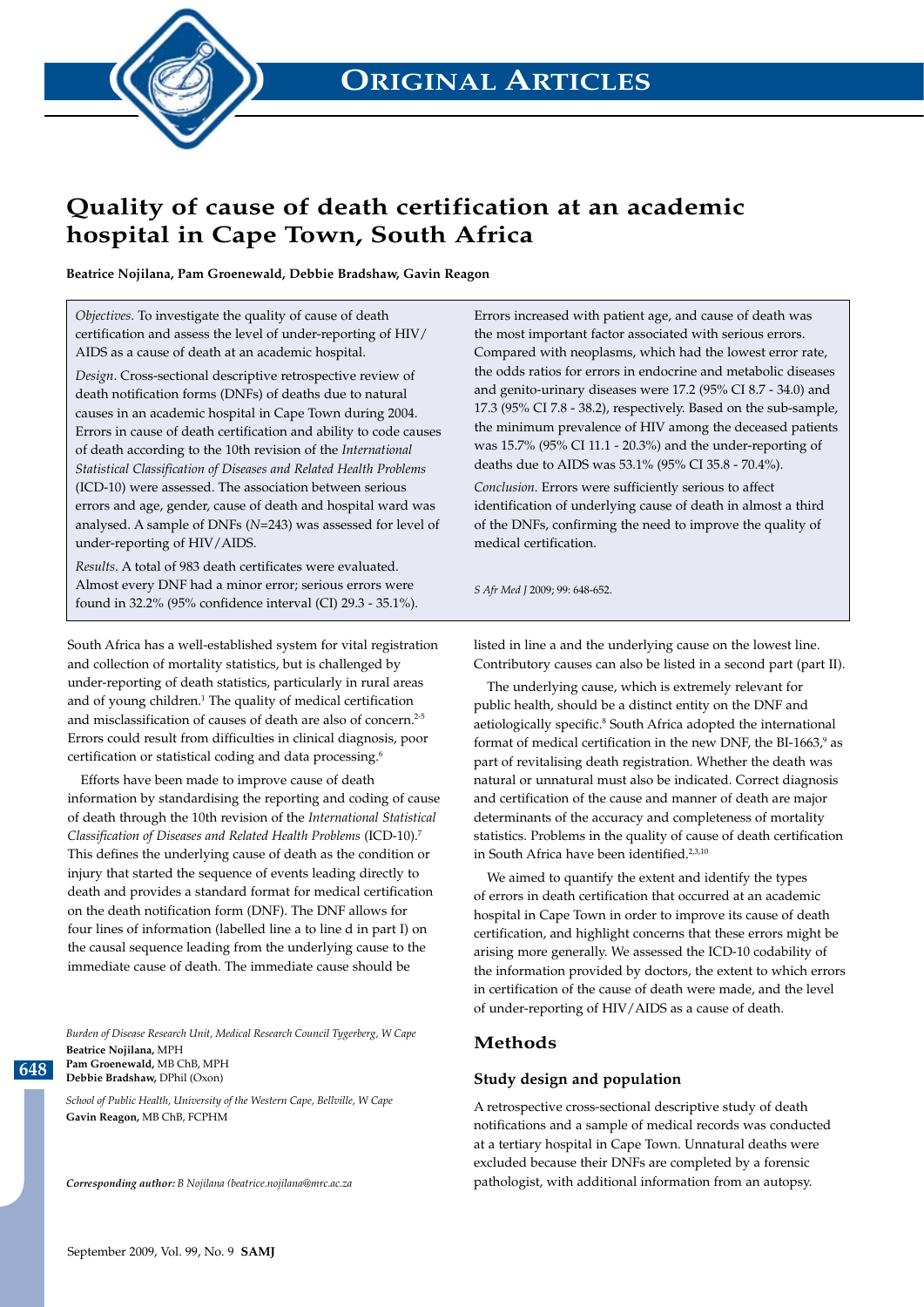# Quality of cause of death certification at an academic hospital in Cape Town, South Africa

**Beatrice Nojilana, Pam Groenewald, Debbie Bradshaw, Gavin Reagon**

*Objectives.* To investigate the quality of cause of death certification and assess the level of under-reporting of HIV/AIDS as a cause of death at an academic hospital.

*Design.* Cross-sectional descriptive retrospective review of death notification forms (DNFs) of deaths due to natural causes in an academic hospital in Cape Town during 2004. Errors in cause of death certification and ability to code causes of death according to the 10th revision of the *International Statistical Classification of Diseases and Related Health Problems* (ICD-10) were assessed. The association between serious errors and age, gender, cause of death and hospital ward was analysed. A sample of DNFs (*N*=243) was assessed for level of under-reporting of HIV/AIDS.

*Results.* A total of 983 death certificates were evaluated. Almost every DNF had a minor error; serious errors were found in 32.2% (95% confidence interval (CI) 29.3 - 35.1%). Errors increased with patient age, and cause of death was the most important factor associated with serious errors. Compared with neoplasms, which had the lowest error rate, the odds ratios for errors in endocrine and metabolic diseases and genito-urinary diseases were 17.2 (95% CI 8.7 - 34.0) and 17.3 (95% CI 7.8 - 38.2), respectively. Based on the sub-sample, the minimum prevalence of HIV among the deceased patients was 15.7% (95% CI 11.1 - 20.3%) and the under-reporting of deaths due to AIDS was 53.1% (95% CI 35.8 - 70.4%).

*Conclusion.* Errors were sufficiently serious to affect identification of underlying cause of death in almost a third of the DNFs, confirming the need to improve the quality of medical certification.

*S Afr Med J* 2009; 99: 648-652.

South Africa has a well-established system for vital registration and collection of mortality statistics, but is challenged by under-reporting of death statistics, particularly in rural areas and of young children.[1] The quality of medical certification and misclassification of causes of death are also of concern.[2-5] Errors could result from difficulties in clinical diagnosis, poor certification or statistical coding and data processing.[6]

Efforts have been made to improve cause of death information by standardising the reporting and coding of cause of death through the 10th revision of the *International Statistical Classification of Diseases and Related Health Problems* (ICD-10).[7] This defines the underlying cause of death as the condition or injury that started the sequence of events leading directly to death and provides a standard format for medical certification on the death notification form (DNF). The DNF allows for four lines of information (labelled line a to line d in part I) on the causal sequence leading from the underlying cause to the immediate cause of death. The immediate cause should be listed in line a and the underlying cause on the lowest line. Contributory causes can also be listed in a second part (part II).

The underlying cause, which is extremely relevant for public health, should be a distinct entity on the DNF and aetiologically specific.[8] South Africa adopted the international format of medical certification in the new DNF, the BI-1663,[9] as part of revitalising death registration. Whether the death was natural or unnatural must also be indicated. Correct diagnosis and certification of the cause and manner of death are major determinants of the accuracy and completeness of mortality statistics. Problems in the quality of cause of death certification in South Africa have been identified.[2,3,10]

We aimed to quantify the extent and identify the types of errors in death certification that occurred at an academic hospital in Cape Town in order to improve its cause of death certification, and highlight concerns that these errors might be arising more generally. We assessed the ICD-10 codability of the information provided by doctors, the extent to which errors in certification of the cause of death were made, and the level of under-reporting of HIV/AIDS as a cause of death.

*Burden of Disease Research Unit, Medical Research Council Tygerberg, W Cape*
**Beatrice Nojilana,** MPH
**Pam Groenewald,** MB ChB, MPH
**Debbie Bradshaw,** DPhil (Oxon)

*School of Public Health, University of the Western Cape, Bellville, W Cape*
**Gavin Reagon,** MB ChB, FCPHM

***Corresponding author:*** *B Nojilana (beatrice.nojilana@mrc.ac.za*

## Methods

### Study design and population

A retrospective cross-sectional descriptive study of death notifications and a sample of medical records was conducted at a tertiary hospital in Cape Town. Unnatural deaths were excluded because their DNFs are completed by a forensic pathologist, with additional information from an autopsy.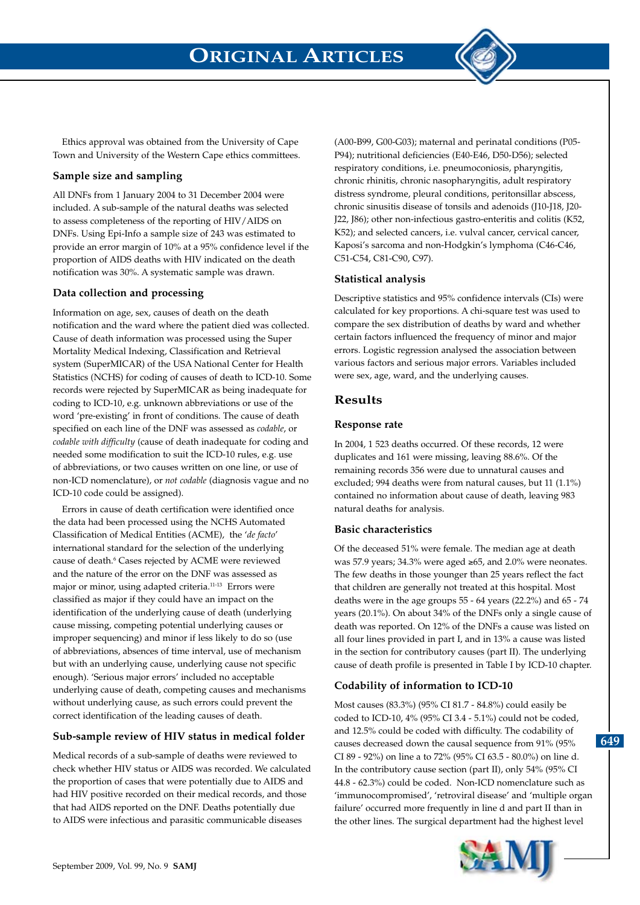Ethics approval was obtained from the University of Cape Town and University of the Western Cape ethics committees.

### Sample size and sampling

All DNFs from 1 January 2004 to 31 December 2004 were included. A sub-sample of the natural deaths was selected to assess completeness of the reporting of HIV/AIDS on DNFs. Using Epi-Info a sample size of 243 was estimated to provide an error margin of 10% at a 95% confidence level if the proportion of AIDS deaths with HIV indicated on the death notification was 30%. A systematic sample was drawn.

### Data collection and processing

Information on age, sex, causes of death on the death notification and the ward where the patient died was collected. Cause of death information was processed using the Super Mortality Medical Indexing, Classification and Retrieval system (SuperMICAR) of the USA National Center for Health Statistics (NCHS) for coding of causes of death to ICD-10. Some records were rejected by SuperMICAR as being inadequate for coding to ICD-10, e.g. unknown abbreviations or use of the word 'pre-existing' in front of conditions. The cause of death specified on each line of the DNF was assessed as *codable*, or *codable with difficulty* (cause of death inadequate for coding and needed some modification to suit the ICD-10 rules, e.g. use of abbreviations, or two causes written on one line, or use of non-ICD nomenclature), or *not codable* (diagnosis vague and no ICD-10 code could be assigned).

Errors in cause of death certification were identified once the data had been processed using the NCHS Automated Classification of Medical Entities (ACME), the '*de facto*' international standard for the selection of the underlying cause of death.[6] Cases rejected by ACME were reviewed and the nature of the error on the DNF was assessed as major or minor, using adapted criteria.[11-13] Errors were classified as major if they could have an impact on the identification of the underlying cause of death (underlying cause missing, competing potential underlying causes or improper sequencing) and minor if less likely to do so (use of abbreviations, absences of time interval, use of mechanism but with an underlying cause, underlying cause not specific enough). 'Serious major errors' included no acceptable underlying cause of death, competing causes and mechanisms without underlying cause, as such errors could prevent the correct identification of the leading causes of death.

### Sub-sample review of HIV status in medical folder

Medical records of a sub-sample of deaths were reviewed to check whether HIV status or AIDS was recorded. We calculated the proportion of cases that were potentially due to AIDS and had HIV positive recorded on their medical records, and those that had AIDS reported on the DNF. Deaths potentially due to AIDS were infectious and parasitic communicable diseases (A00-B99, G00-G03); maternal and perinatal conditions (P05-P94); nutritional deficiencies (E40-E46, D50-D56); selected respiratory conditions, i.e. pneumoconiosis, pharyngitis, chronic rhinitis, chronic nasopharyngitis, adult respiratory distress syndrome, pleural conditions, peritonsillar abscess, chronic sinusitis disease of tonsils and adenoids (J10-J18, J20-J22, J86); other non-infectious gastro-enteritis and colitis (K52, K52); and selected cancers, i.e. vulval cancer, cervical cancer, Kaposi's sarcoma and non-Hodgkin's lymphoma (C46-C46, C51-C54, C81-C90, C97).

### Statistical analysis

Descriptive statistics and 95% confidence intervals (CIs) were calculated for key proportions. A chi-square test was used to compare the sex distribution of deaths by ward and whether certain factors influenced the frequency of minor and major errors. Logistic regression analysed the association between various factors and serious major errors. Variables included were sex, age, ward, and the underlying causes.

## Results

### Response rate

In 2004, 1 523 deaths occurred. Of these records, 12 were duplicates and 161 were missing, leaving 88.6%. Of the remaining records 356 were due to unnatural causes and excluded; 994 deaths were from natural causes, but 11 (1.1%) contained no information about cause of death, leaving 983 natural deaths for analysis.

### Basic characteristics

Of the deceased 51% were female. The median age at death was 57.9 years; 34.3% were aged ≥65, and 2.0% were neonates. The few deaths in those younger than 25 years reflect the fact that children are generally not treated at this hospital. Most deaths were in the age groups 55 - 64 years (22.2%) and 65 - 74 years (20.1%). On about 34% of the DNFs only a single cause of death was reported. On 12% of the DNFs a cause was listed on all four lines provided in part I, and in 13% a cause was listed in the section for contributory causes (part II). The underlying cause of death profile is presented in Table I by ICD-10 chapter.

### Codability of information to ICD-10

Most causes (83.3%) (95% CI 81.7 - 84.8%) could easily be coded to ICD-10, 4% (95% CI 3.4 - 5.1%) could not be coded, and 12.5% could be coded with difficulty. The codability of causes decreased down the causal sequence from 91% (95% CI 89 - 92%) on line a to 72% (95% CI 63.5 - 80.0%) on line d. In the contributory cause section (part II), only 54% (95% CI 44.8 - 62.3%) could be coded. Non-ICD nomenclature such as 'immunocompromised', 'retroviral disease' and 'multiple organ failure' occurred more frequently in line d and part II than in the other lines. The surgical department had the highest level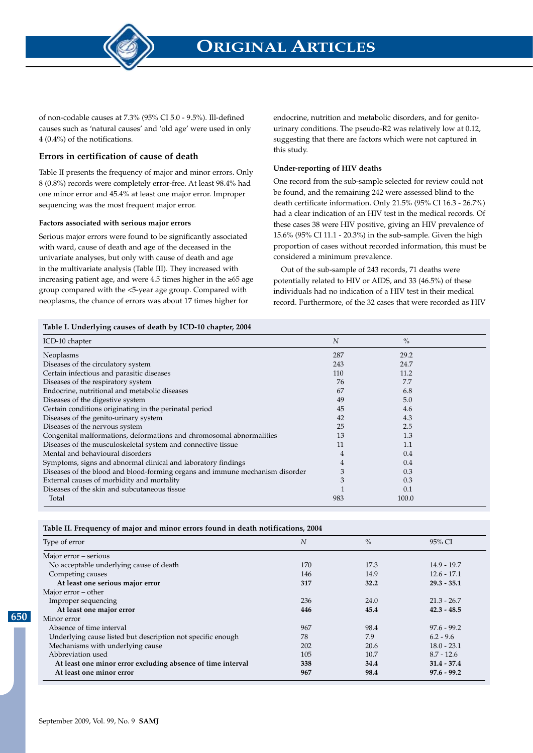of non-codable causes at 7.3% (95% CI 5.0 - 9.5%). Ill-defined causes such as 'natural causes' and 'old age' were used in only 4 (0.4%) of the notifications.

### Errors in certification of cause of death

Table II presents the frequency of major and minor errors. Only 8 (0.8%) records were completely error-free. At least 98.4% had one minor error and 45.4% at least one major error. Improper sequencing was the most frequent major error.

#### Factors associated with serious major errors

Serious major errors were found to be significantly associated with ward, cause of death and age of the deceased in the univariate analyses, but only with cause of death and age in the multivariate analysis (Table III). They increased with increasing patient age, and were 4.5 times higher in the ≥65 age group compared with the <5-year age group. Compared with neoplasms, the chance of errors was about 17 times higher for endocrine, nutrition and metabolic disorders, and for genito-urinary conditions. The pseudo-$R^2$ was relatively low at 0.12, suggesting that there are factors which were not captured in this study.

#### Under-reporting of HIV deaths

One record from the sub-sample selected for review could not be found, and the remaining 242 were assessed blind to the death certificate information. Only 21.5% (95% CI 16.3 - 26.7%) had a clear indication of an HIV test in the medical records. Of these cases 38 were HIV positive, giving an HIV prevalence of 15.6% (95% CI 11.1 - 20.3%) in the sub-sample. Given the high proportion of cases without recorded information, this must be considered a minimum prevalence.

Out of the sub-sample of 243 records, 71 deaths were potentially related to HIV or AIDS, and 33 (46.5%) of these individuals had no indication of a HIV test in their medical record. Furthermore, of the 32 cases that were recorded as HIV

**Table I. Underlying causes of death by ICD-10 chapter, 2004**

| ICD-10 chapter | *N* | % |
|---|---|---|
| Neoplasms | 287 | 29.2 |
| Diseases of the circulatory system | 243 | 24.7 |
| Certain infectious and parasitic diseases | 110 | 11.2 |
| Diseases of the respiratory system | 76 | 7.7 |
| Endocrine, nutritional and metabolic diseases | 67 | 6.8 |
| Diseases of the digestive system | 49 | 5.0 |
| Certain conditions originating in the perinatal period | 45 | 4.6 |
| Diseases of the genito-urinary system | 42 | 4.3 |
| Diseases of the nervous system | 25 | 2.5 |
| Congenital malformations, deformations and chromosomal abnormalities | 13 | 1.3 |
| Diseases of the musculoskeletal system and connective tissue | 11 | 1.1 |
| Mental and behavioural disorders | 4 | 0.4 |
| Symptoms, signs and abnormal clinical and laboratory findings | 4 | 0.4 |
| Diseases of the blood and blood-forming organs and immune mechanism disorder | 3 | 0.3 |
| External causes of morbidity and mortality | 3 | 0.3 |
| Diseases of the skin and subcutaneous tissue | 1 | 0.1 |
| Total | 983 | 100.0 |

**Table II. Frequency of major and minor errors found in death notifications, 2004**

| Type of error | *N* | % | 95% CI |
|---|---|---|---|
| Major error – serious | | | |
| No acceptable underlying cause of death | 170 | 17.3 | 14.9 - 19.7 |
| Competing causes | 146 | 14.9 | 12.6 - 17.1 |
| **At least one serious major error** | **317** | **32.2** | **29.3 - 35.1** |
| Major error – other | | | |
| Improper sequencing | 236 | 24.0 | 21.3 - 26.7 |
| **At least one major error** | **446** | **45.4** | **42.3 - 48.5** |
| Minor error | | | |
| Absence of time interval | 967 | 98.4 | 97.6 - 99.2 |
| Underlying cause listed but description not specific enough | 78 | 7.9 | 6.2 - 9.6 |
| Mechanisms with underlying cause | 202 | 20.6 | 18.0 - 23.1 |
| Abbreviation used | 105 | 10.7 | 8.7 - 12.6 |
| **At least one minor error excluding absence of time interval** | **338** | **34.4** | **31.4 - 37.4** |
| **At least one minor error** | **967** | **98.4** | **97.6 - 99.2** |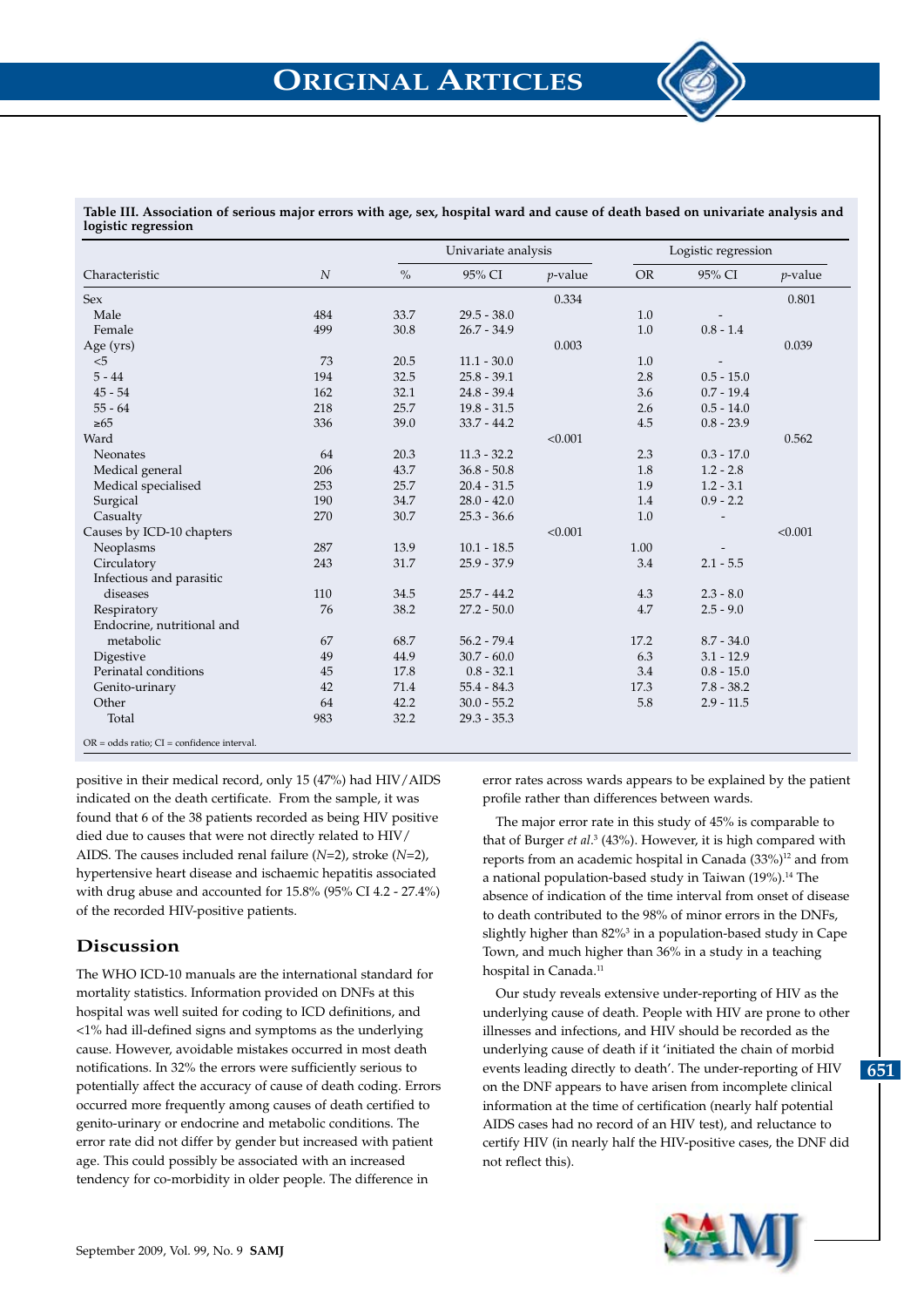**Table III. Association of serious major errors with age, sex, hospital ward and cause of death based on univariate analysis and logistic regression**

| | | Univariate analysis | | | Logistic regression | | |
|---|---|---|---|---|---|---|---|
| Characteristic | *N* | % | 95% CI | *p*-value | OR | 95% CI | *p*-value |
| Sex | | | | 0.334 | | | 0.801 |
| Male | 484 | 33.7 | 29.5 - 38.0 | | 1.0 | - | |
| Female | 499 | 30.8 | 26.7 - 34.9 | | 1.0 | 0.8 - 1.4 | |
| Age (yrs) | | | | 0.003 | | | 0.039 |
| <5 | 73 | 20.5 | 11.1 - 30.0 | | 1.0 | - | |
| 5 - 44 | 194 | 32.5 | 25.8 - 39.1 | | 2.8 | 0.5 - 15.0 | |
| 45 - 54 | 162 | 32.1 | 24.8 - 39.4 | | 3.6 | 0.7 - 19.4 | |
| 55 - 64 | 218 | 25.7 | 19.8 - 31.5 | | 2.6 | 0.5 - 14.0 | |
| ≥65 | 336 | 39.0 | 33.7 - 44.2 | | 4.5 | 0.8 - 23.9 | |
| Ward | | | | <0.001 | | | 0.562 |
| Neonates | 64 | 20.3 | 11.3 - 32.2 | | 2.3 | 0.3 - 17.0 | |
| Medical general | 206 | 43.7 | 36.8 - 50.8 | | 1.8 | 1.2 - 2.8 | |
| Medical specialised | 253 | 25.7 | 20.4 - 31.5 | | 1.9 | 1.2 - 3.1 | |
| Surgical | 190 | 34.7 | 28.0 - 42.0 | | 1.4 | 0.9 - 2.2 | |
| Casualty | 270 | 30.7 | 25.3 - 36.6 | | 1.0 | - | |
| Causes by ICD-10 chapters | | | | <0.001 | | | <0.001 |
| Neoplasms | 287 | 13.9 | 10.1 - 18.5 | | 1.00 | - | |
| Circulatory | 243 | 31.7 | 25.9 - 37.9 | | 3.4 | 2.1 - 5.5 | |
| Infectious and parasitic diseases | 110 | 34.5 | 25.7 - 44.2 | | 4.3 | 2.3 - 8.0 | |
| Respiratory | 76 | 38.2 | 27.2 - 50.0 | | 4.7 | 2.5 - 9.0 | |
| Endocrine, nutritional and metabolic | 67 | 68.7 | 56.2 - 79.4 | | 17.2 | 8.7 - 34.0 | |
| Digestive | 49 | 44.9 | 30.7 - 60.0 | | 6.3 | 3.1 - 12.9 | |
| Perinatal conditions | 45 | 17.8 | 0.8 - 32.1 | | 3.4 | 0.8 - 15.0 | |
| Genito-urinary | 42 | 71.4 | 55.4 - 84.3 | | 17.3 | 7.8 - 38.2 | |
| Other | 64 | 42.2 | 30.0 - 55.2 | | 5.8 | 2.9 - 11.5 | |
| Total | 983 | 32.2 | 29.3 - 35.3 | | | | |

OR = odds ratio; CI = confidence interval.

positive in their medical record, only 15 (47%) had HIV/AIDS indicated on the death certificate. From the sample, it was found that 6 of the 38 patients recorded as being HIV positive died due to causes that were not directly related to HIV/AIDS. The causes included renal failure (*N*=2), stroke (*N*=2), hypertensive heart disease and ischaemic hepatitis associated with drug abuse and accounted for 15.8% (95% CI 4.2 - 27.4%) of the recorded HIV-positive patients.

## Discussion

The WHO ICD-10 manuals are the international standard for mortality statistics. Information provided on DNFs at this hospital was well suited for coding to ICD definitions, and <1% had ill-defined signs and symptoms as the underlying cause. However, avoidable mistakes occurred in most death notifications. In 32% the errors were sufficiently serious to potentially affect the accuracy of cause of death coding. Errors occurred more frequently among causes of death certified to genito-urinary or endocrine and metabolic conditions. The error rate did not differ by gender but increased with patient age. This could possibly be associated with an increased tendency for co-morbidity in older people. The difference in error rates across wards appears to be explained by the patient profile rather than differences between wards.

The major error rate in this study of 45% is comparable to that of Burger *et al.*[3] (43%). However, it is high compared with reports from an academic hospital in Canada (33%)[12] and from a national population-based study in Taiwan (19%).[14] The absence of indication of the time interval from onset of disease to death contributed to the 98% of minor errors in the DNFs, slightly higher than 82%[3] in a population-based study in Cape Town, and much higher than 36% in a study in a teaching hospital in Canada.[11]

Our study reveals extensive under-reporting of HIV as the underlying cause of death. People with HIV are prone to other illnesses and infections, and HIV should be recorded as the underlying cause of death if it 'initiated the chain of morbid events leading directly to death'. The under-reporting of HIV on the DNF appears to have arisen from incomplete clinical information at the time of certification (nearly half potential AIDS cases had no record of an HIV test), and reluctance to certify HIV (in nearly half the HIV-positive cases, the DNF did not reflect this).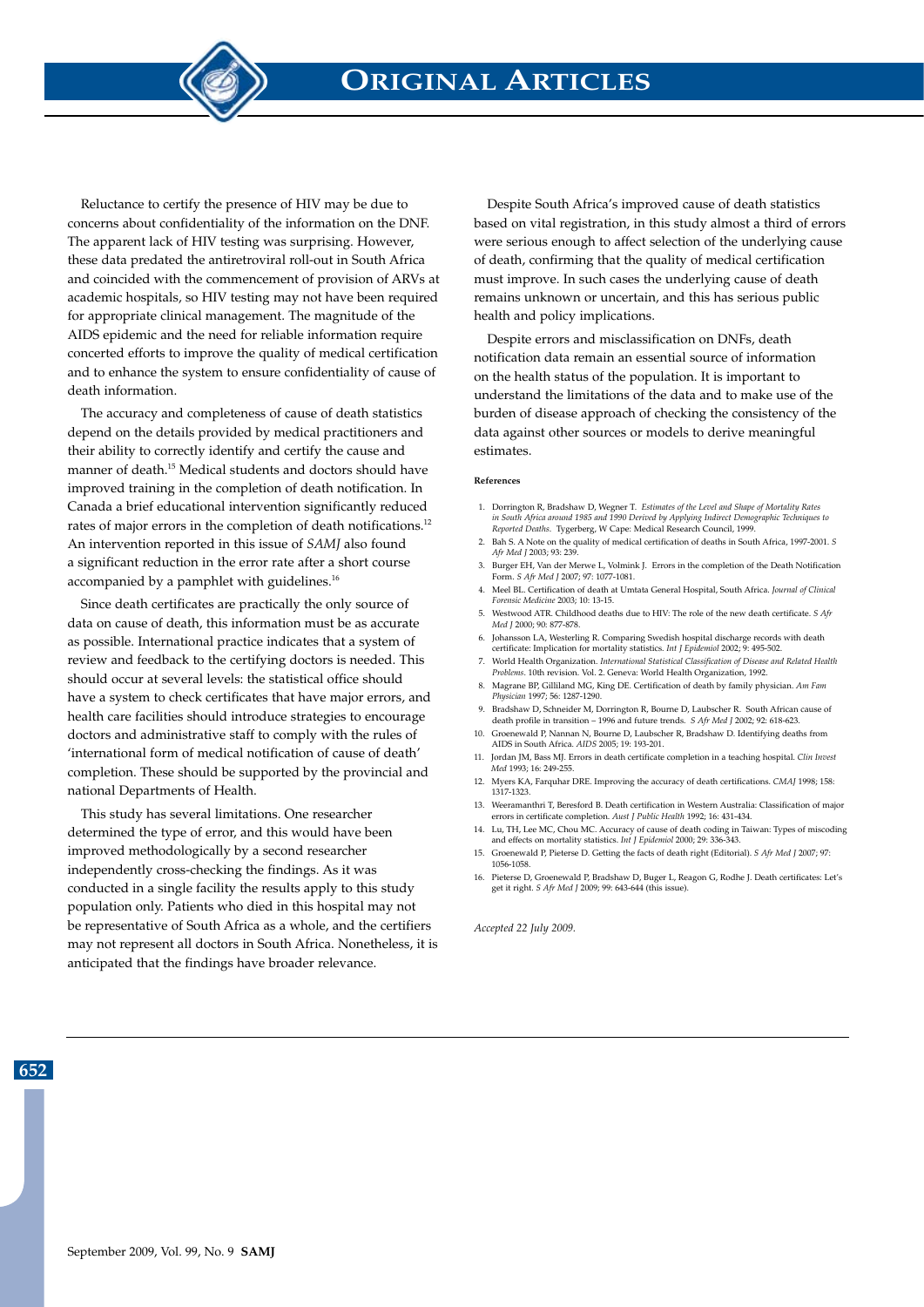Reluctance to certify the presence of HIV may be due to concerns about confidentiality of the information on the DNF. The apparent lack of HIV testing was surprising. However, these data predated the antiretroviral roll-out in South Africa and coincided with the commencement of provision of ARVs at academic hospitals, so HIV testing may not have been required for appropriate clinical management. The magnitude of the AIDS epidemic and the need for reliable information require concerted efforts to improve the quality of medical certification and to enhance the system to ensure confidentiality of cause of death information.

The accuracy and completeness of cause of death statistics depend on the details provided by medical practitioners and their ability to correctly identify and certify the cause and manner of death.[15] Medical students and doctors should have improved training in the completion of death notification. In Canada a brief educational intervention significantly reduced rates of major errors in the completion of death notifications.[12] An intervention reported in this issue of *SAMJ* also found a significant reduction in the error rate after a short course accompanied by a pamphlet with guidelines.[16]

Since death certificates are practically the only source of data on cause of death, this information must be as accurate as possible. International practice indicates that a system of review and feedback to the certifying doctors is needed. This should occur at several levels: the statistical office should have a system to check certificates that have major errors, and health care facilities should introduce strategies to encourage doctors and administrative staff to comply with the rules of 'international form of medical notification of cause of death' completion. These should be supported by the provincial and national Departments of Health.

This study has several limitations. One researcher determined the type of error, and this would have been improved methodologically by a second researcher independently cross-checking the findings. As it was conducted in a single facility the results apply to this study population only. Patients who died in this hospital may not be representative of South Africa as a whole, and the certifiers may not represent all doctors in South Africa. Nonetheless, it is anticipated that the findings have broader relevance.

Despite South Africa's improved cause of death statistics based on vital registration, in this study almost a third of errors were serious enough to affect selection of the underlying cause of death, confirming that the quality of medical certification must improve. In such cases the underlying cause of death remains unknown or uncertain, and this has serious public health and policy implications.

Despite errors and misclassification on DNFs, death notification data remain an essential source of information on the health status of the population. It is important to understand the limitations of the data and to make use of the burden of disease approach of checking the consistency of the data against other sources or models to derive meaningful estimates.

#### References

1. Dorrington R, Bradshaw D, Wegner T. *Estimates of the Level and Shape of Mortality Rates in South Africa around 1985 and 1990 Derived by Applying Indirect Demographic Techniques to Reported Deaths*. Tygerberg, W Cape: Medical Research Council, 1999.
2. Bah S. A Note on the quality of medical certification of deaths in South Africa, 1997-2001. *S Afr Med J* 2003; 93: 239.
3. Burger EH, Van der Merwe L, Volmink J. Errors in the completion of the Death Notification Form. *S Afr Med J* 2007; 97: 1077-1081.
4. Meel BL. Certification of death at Umtata General Hospital, South Africa. *Journal of Clinical Forensic Medicine* 2003; 10: 13-15.
5. Westwood ATR. Childhood deaths due to HIV: The role of the new death certificate. *S Afr Med J* 2000; 90: 877-878.
6. Johansson LA, Westerling R. Comparing Swedish hospital discharge records with death certificate: Implication for mortality statistics. *Int J Epidemiol* 2002; 9: 495-502.
7. World Health Organization. *International Statistical Classification of Disease and Related Health Problems*. 10th revision. Vol. 2. Geneva: World Health Organization, 1992.
8. Magrane BP, Gilliland MG, King DE. Certification of death by family physician. *Am Fam Physician* 1997; 56: 1287-1290.
9. Bradshaw D, Schneider M, Dorrington R, Bourne D, Laubscher R. South African cause of death profile in transition – 1996 and future trends. *S Afr Med J* 2002; 92: 618-623.
10. Groenewald P, Nannan N, Bourne D, Laubscher R, Bradshaw D. Identifying deaths from AIDS in South Africa. *AIDS* 2005; 19: 193-201.
11. Jordan JM, Bass MJ. Errors in death certificate completion in a teaching hospital. *Clin Invest Med* 1993; 16: 249-255.
12. Myers KA, Farquhar DRE. Improving the accuracy of death certifications. *CMAJ* 1998; 158: 1317-1323.
13. Weeramanthri T, Beresford B. Death certification in Western Australia: Classification of major errors in certificate completion. *Aust J Public Health* 1992; 16: 431-434.
14. Lu, TH, Lee MC, Chou MC. Accuracy of cause of death coding in Taiwan: Types of miscoding and effects on mortality statistics. *Int J Epidemiol* 2000; 29: 336-343.
15. Groenewald P, Pieterse D. Getting the facts of death right (Editorial). *S Afr Med J* 2007; 97: 1056-1058.
16. Pieterse D, Groenewald P, Bradshaw D, Buger L, Reagon G, Rodhe J. Death certificates: Let's get it right. *S Afr Med J* 2009; 99: 643-644 (this issue).

*Accepted 22 July 2009.*